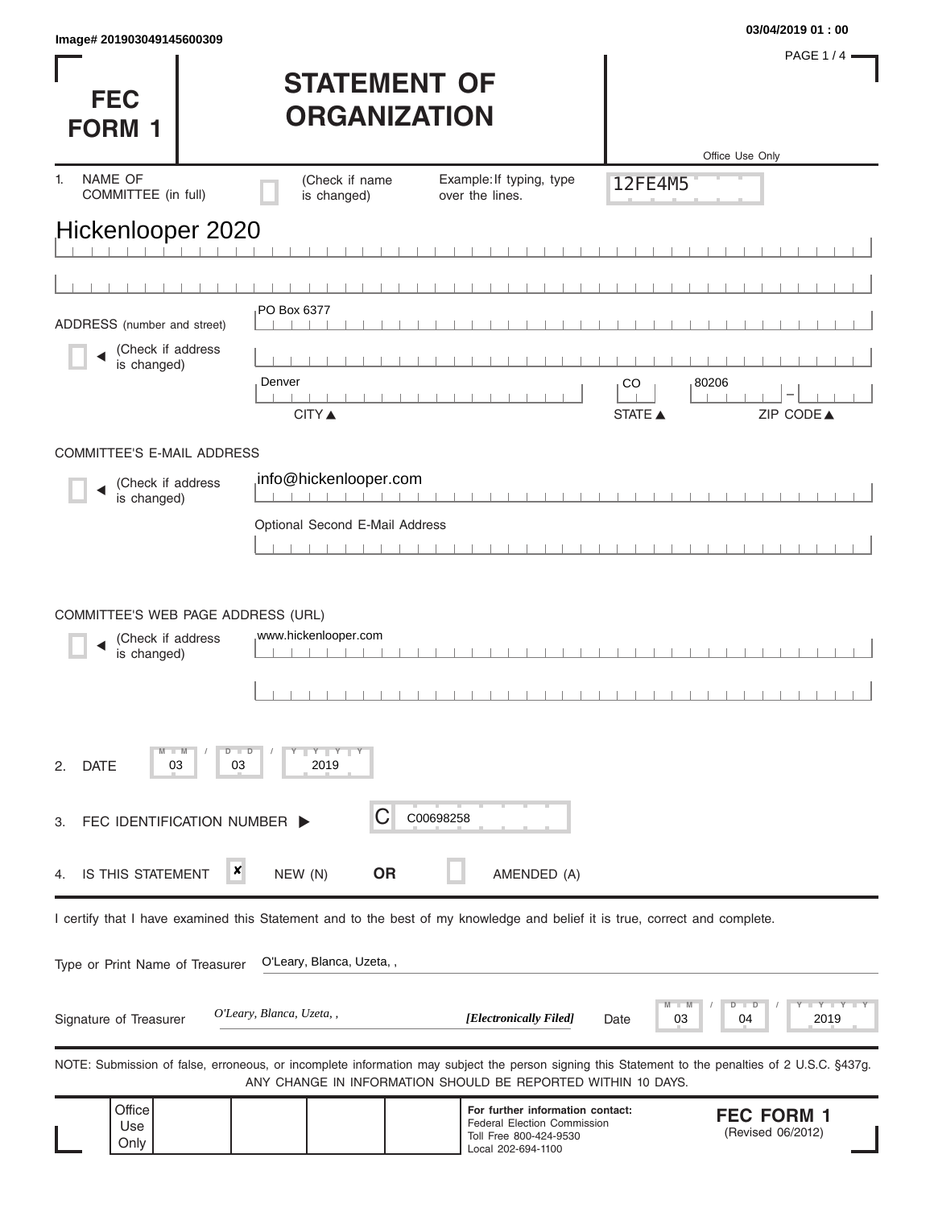Image# 201903049145600309

03/04/2019 01 : 00

# FEC FORM 1

# STATEMENT OF ORGANIZATION

Office Use Only

12FE4M5

1. NAME OF COMMITTEE (in full) (Check if name is changed) Example: If typing, type over the lines.

Hickenlooper 2020

ADDRESS (number and street) (Check if address is changed)

PO Box 6377

| CITY | STATE | ZIP CODE |
|---|---|---|
| Denver | CO | 80206 |

COMMITTEE'S E-MAIL ADDRESS (Check if address is changed)

info@hickenlooper.com

Optional Second E-Mail Address

COMMITTEE'S WEB PAGE ADDRESS (URL) (Check if address is changed)

www.hickenlooper.com

2. DATE 03 / 03 / 2019

3. FEC IDENTIFICATION NUMBER ▶ C C00698258

4. IS THIS STATEMENT [x] NEW (N) **OR** [ ] AMENDED (A)

I certify that I have examined this Statement and to the best of my knowledge and belief it is true, correct and complete.

Type or Print Name of Treasurer: O'Leary, Blanca, Uzeta, ,

Signature of Treasurer: *O'Leary, Blanca, Uzeta, ,* ***[Electronically Filed]*** Date 03 / 04 / 2019

NOTE: Submission of false, erroneous, or incomplete information may subject the person signing this Statement to the penalties of 2 U.S.C. §437g.
ANY CHANGE IN INFORMATION SHOULD BE REPORTED WITHIN 10 DAYS.

Office Use Only

**For further information contact:**
Federal Election Commission
Toll Free 800-424-9530
Local 202-694-1100

**FEC FORM 1**
(Revised 06/2012)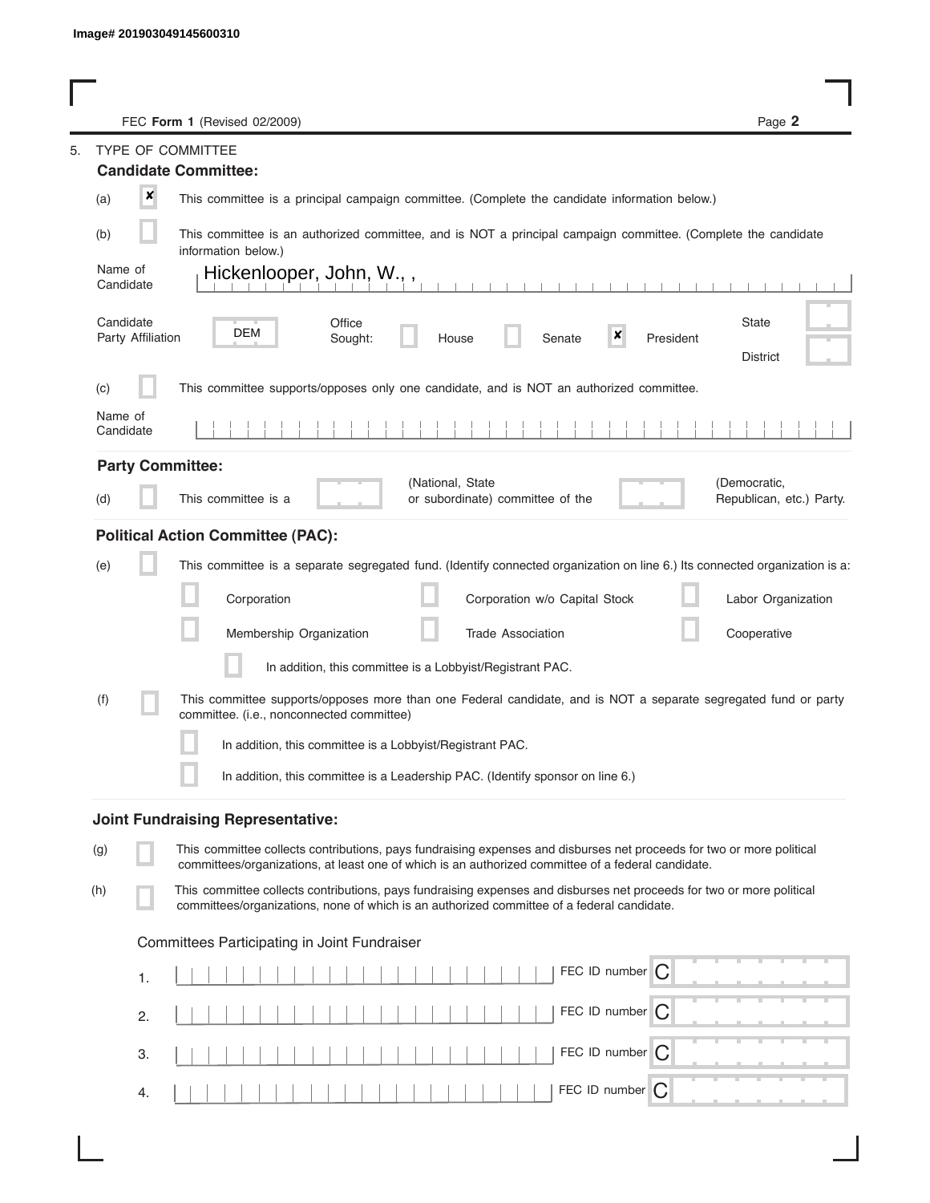Image# 201903049145600310

FEC **Form 1** (Revised 02/2009)

5. TYPE OF COMMITTEE

**Candidate Committee:**

(a) [x] This committee is a principal campaign committee. (Complete the candidate information below.)

(b) [ ] This committee is an authorized committee, and is NOT a principal campaign committee. (Complete the candidate information below.)

Name of Candidate: Hickenlooper, John, W., ,

Candidate Party Affiliation: DEM

Office Sought: [ ] House [ ] Senate [x] President

State:

District:

(c) [ ] This committee supports/opposes only one candidate, and is NOT an authorized committee.

Name of Candidate:

**Party Committee:**

(d) [ ] This committee is a ________ (National, State or subordinate) committee of the ________ (Democratic, Republican, etc.) Party.

**Political Action Committee (PAC):**

(e) [ ] This committee is a separate segregated fund. (Identify connected organization on line 6.) Its connected organization is a:

[ ] Corporation [ ] Corporation w/o Capital Stock [ ] Labor Organization

[ ] Membership Organization [ ] Trade Association [ ] Cooperative

[ ] In addition, this committee is a Lobbyist/Registrant PAC.

(f) [ ] This committee supports/opposes more than one Federal candidate, and is NOT a separate segregated fund or party committee. (i.e., nonconnected committee)

[ ] In addition, this committee is a Lobbyist/Registrant PAC.

[ ] In addition, this committee is a Leadership PAC. (Identify sponsor on line 6.)

**Joint Fundraising Representative:**

(g) [ ] This committee collects contributions, pays fundraising expenses and disburses net proceeds for two or more political committees/organizations, at least one of which is an authorized committee of a federal candidate.

(h) [ ] This committee collects contributions, pays fundraising expenses and disburses net proceeds for two or more political committees/organizations, none of which is an authorized committee of a federal candidate.

Committees Participating in Joint Fundraiser

1. ________ FEC ID number C

2. ________ FEC ID number C

3. ________ FEC ID number C

4. ________ FEC ID number C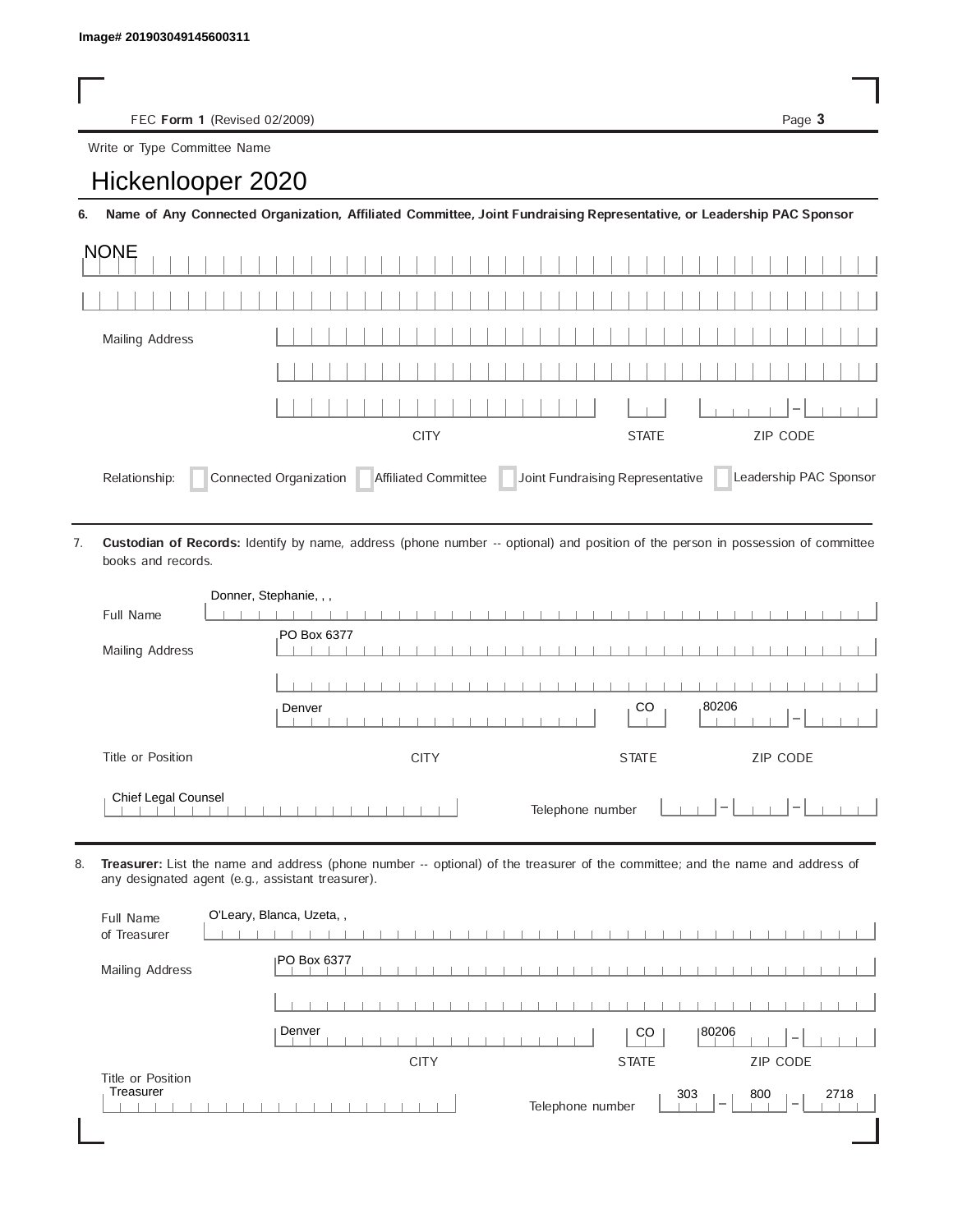Image# 201903049145600311

FEC **Form 1** (Revised 02/2009)

Write or Type Committee Name

# Hickenlooper 2020

**6. Name of Any Connected Organization, Affiliated Committee, Joint Fundraising Representative, or Leadership PAC Sponsor**

NONE

Mailing Address

CITY | STATE | ZIP CODE

Relationship: ☐ Connected Organization ☐ Affiliated Committee ☐ Joint Fundraising Representative ☐ Leadership PAC Sponsor

---

7. **Custodian of Records:** Identify by name, address (phone number -- optional) and position of the person in possession of committee books and records.

Full Name: Donner, Stephanie, , ,

Mailing Address: PO Box 6377

| CITY | STATE | ZIP CODE |
|---|---|---|
| Denver | CO | 80206 |

Title or Position: Chief Legal Counsel

Telephone number: - -

---

8. **Treasurer:** List the name and address (phone number -- optional) of the treasurer of the committee; and the name and address of any designated agent (e.g., assistant treasurer).

Full Name of Treasurer: O'Leary, Blanca, Uzeta, ,

Mailing Address: PO Box 6377

| CITY | STATE | ZIP CODE |
|---|---|---|
| Denver | CO | 80206 |

Title or Position: Treasurer

Telephone number: 303 - 800 - 2718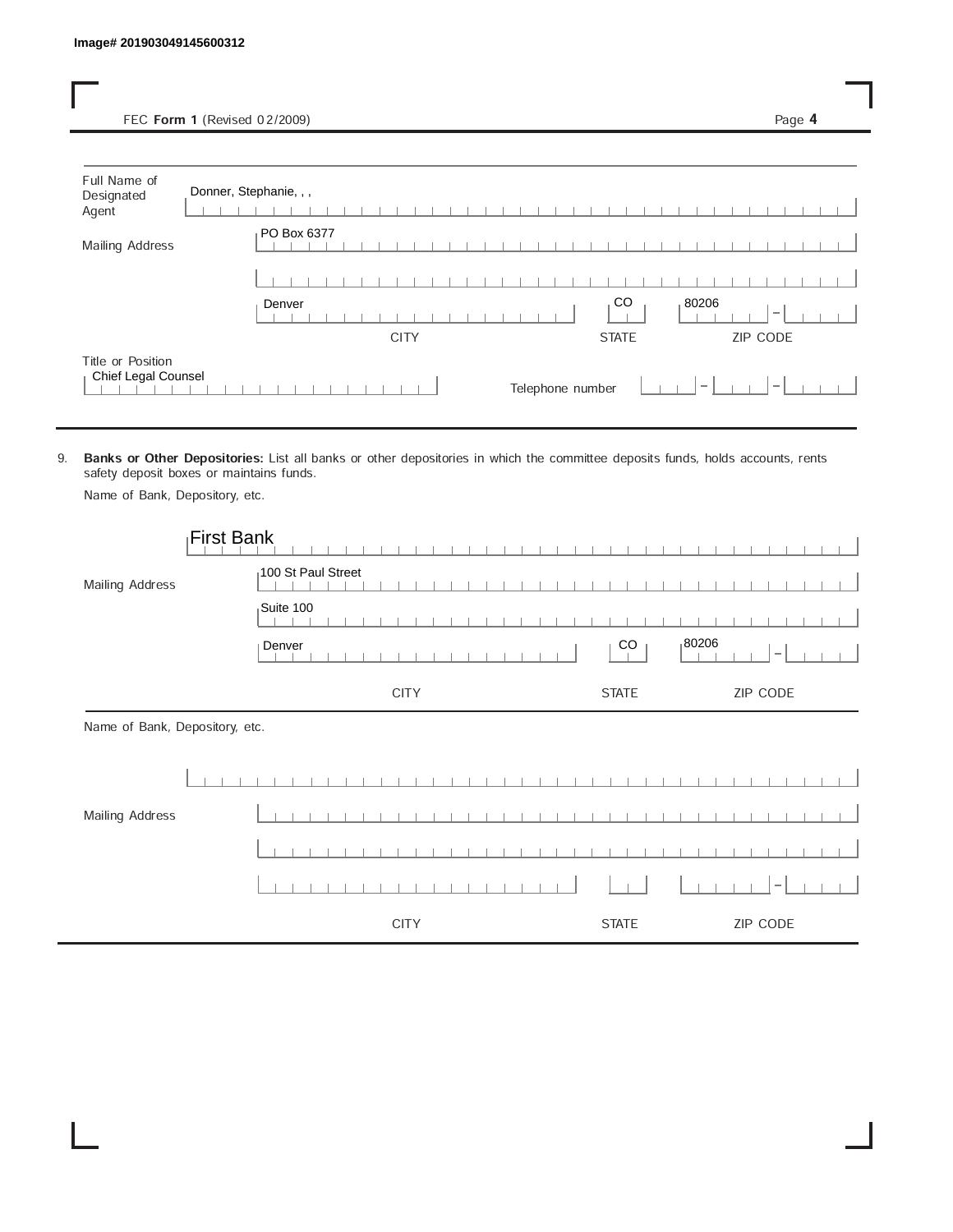Image# 201903049145600312

FEC **Form 1** (Revised 02/2009)

Full Name of Designated Agent: Donner, Stephanie, , ,

Mailing Address: PO Box 6377

Denver | CO | 80206 -

CITY | STATE | ZIP CODE

Title or Position: Chief Legal Counsel

Telephone number: - -

9. **Banks or Other Depositories:** List all banks or other depositories in which the committee deposits funds, holds accounts, rents safety deposit boxes or maintains funds.

Name of Bank, Depository, etc.

First Bank

Mailing Address: 100 St Paul Street

Suite 100

Denver | CO | 80206 -

CITY | STATE | ZIP CODE

Name of Bank, Depository, etc.

Mailing Address

-

CITY | STATE | ZIP CODE